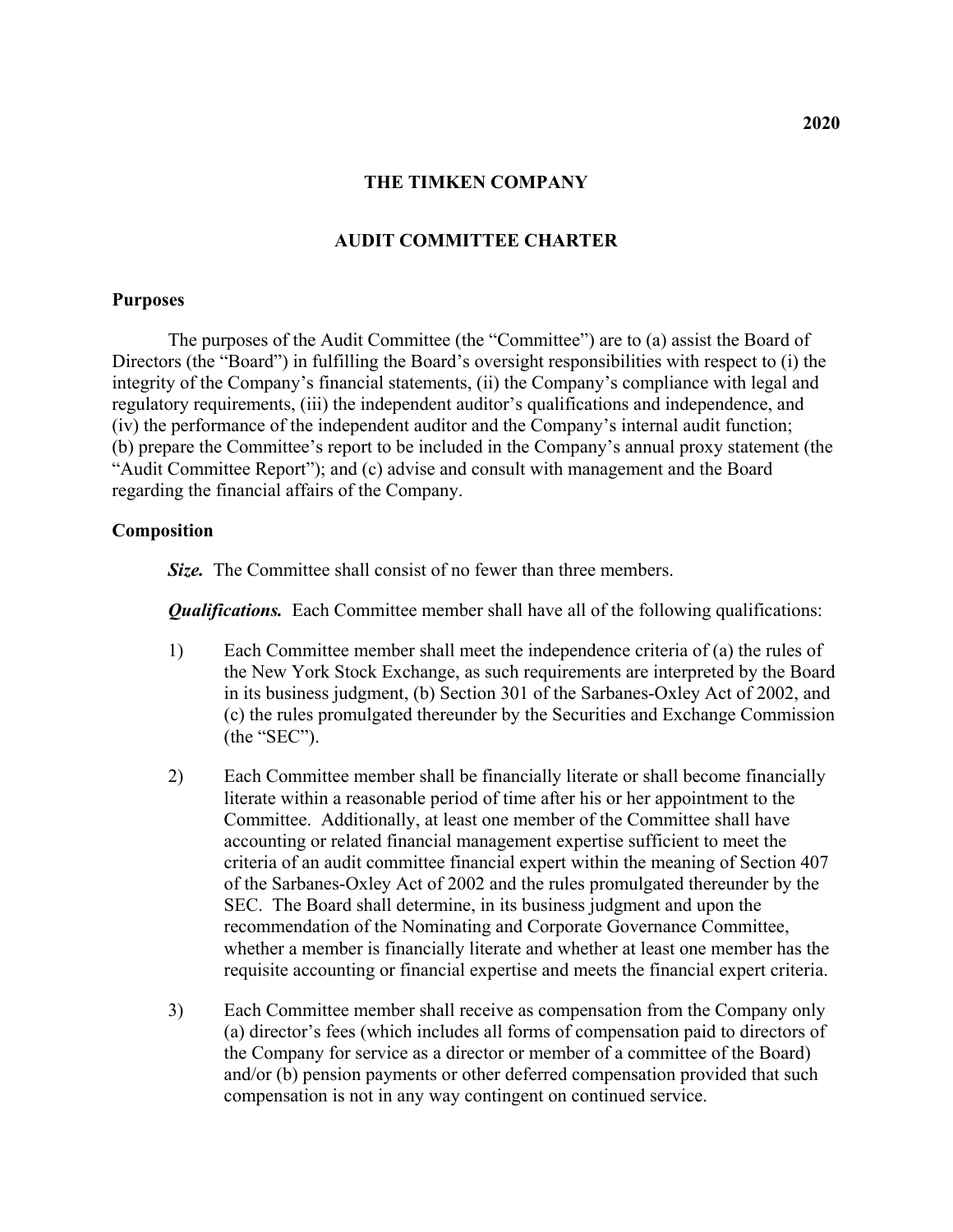2020

# THE TIMKEN COMPANY

## AUDIT COMMITTEE CHARTER

### Purposes

The purposes of the Audit Committee (the "Committee") are to (a) assist the Board of Directors (the "Board") in fulfilling the Board's oversight responsibilities with respect to (i) the integrity of the Company's financial statements, (ii) the Company's compliance with legal and regulatory requirements, (iii) the independent auditor's qualifications and independence, and (iv) the performance of the independent auditor and the Company's internal audit function; (b) prepare the Committee's report to be included in the Company's annual proxy statement (the "Audit Committee Report"); and (c) advise and consult with management and the Board regarding the financial affairs of the Company.

### Composition

***Size.*** The Committee shall consist of no fewer than three members.

***Qualifications.*** Each Committee member shall have all of the following qualifications:

1) Each Committee member shall meet the independence criteria of (a) the rules of the New York Stock Exchange, as such requirements are interpreted by the Board in its business judgment, (b) Section 301 of the Sarbanes-Oxley Act of 2002, and (c) the rules promulgated thereunder by the Securities and Exchange Commission (the "SEC").

2) Each Committee member shall be financially literate or shall become financially literate within a reasonable period of time after his or her appointment to the Committee. Additionally, at least one member of the Committee shall have accounting or related financial management expertise sufficient to meet the criteria of an audit committee financial expert within the meaning of Section 407 of the Sarbanes-Oxley Act of 2002 and the rules promulgated thereunder by the SEC. The Board shall determine, in its business judgment and upon the recommendation of the Nominating and Corporate Governance Committee, whether a member is financially literate and whether at least one member has the requisite accounting or financial expertise and meets the financial expert criteria.

3) Each Committee member shall receive as compensation from the Company only (a) director's fees (which includes all forms of compensation paid to directors of the Company for service as a director or member of a committee of the Board) and/or (b) pension payments or other deferred compensation provided that such compensation is not in any way contingent on continued service.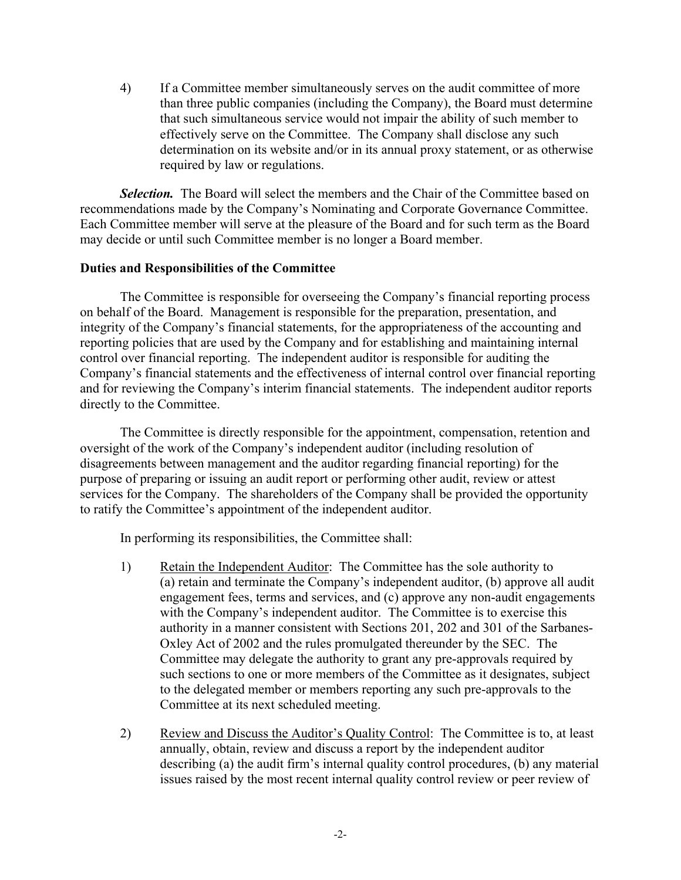4) If a Committee member simultaneously serves on the audit committee of more than three public companies (including the Company), the Board must determine that such simultaneous service would not impair the ability of such member to effectively serve on the Committee. The Company shall disclose any such determination on its website and/or in its annual proxy statement, or as otherwise required by law or regulations.

***Selection.*** The Board will select the members and the Chair of the Committee based on recommendations made by the Company's Nominating and Corporate Governance Committee. Each Committee member will serve at the pleasure of the Board and for such term as the Board may decide or until such Committee member is no longer a Board member.

**Duties and Responsibilities of the Committee**

The Committee is responsible for overseeing the Company's financial reporting process on behalf of the Board. Management is responsible for the preparation, presentation, and integrity of the Company's financial statements, for the appropriateness of the accounting and reporting policies that are used by the Company and for establishing and maintaining internal control over financial reporting. The independent auditor is responsible for auditing the Company's financial statements and the effectiveness of internal control over financial reporting and for reviewing the Company's interim financial statements. The independent auditor reports directly to the Committee.

The Committee is directly responsible for the appointment, compensation, retention and oversight of the work of the Company's independent auditor (including resolution of disagreements between management and the auditor regarding financial reporting) for the purpose of preparing or issuing an audit report or performing other audit, review or attest services for the Company. The shareholders of the Company shall be provided the opportunity to ratify the Committee's appointment of the independent auditor.

In performing its responsibilities, the Committee shall:

1) <u>Retain the Independent Auditor</u>: The Committee has the sole authority to (a) retain and terminate the Company's independent auditor, (b) approve all audit engagement fees, terms and services, and (c) approve any non-audit engagements with the Company's independent auditor. The Committee is to exercise this authority in a manner consistent with Sections 201, 202 and 301 of the Sarbanes-Oxley Act of 2002 and the rules promulgated thereunder by the SEC. The Committee may delegate the authority to grant any pre-approvals required by such sections to one or more members of the Committee as it designates, subject to the delegated member or members reporting any such pre-approvals to the Committee at its next scheduled meeting.

2) <u>Review and Discuss the Auditor's Quality Control</u>: The Committee is to, at least annually, obtain, review and discuss a report by the independent auditor describing (a) the audit firm's internal quality control procedures, (b) any material issues raised by the most recent internal quality control review or peer review of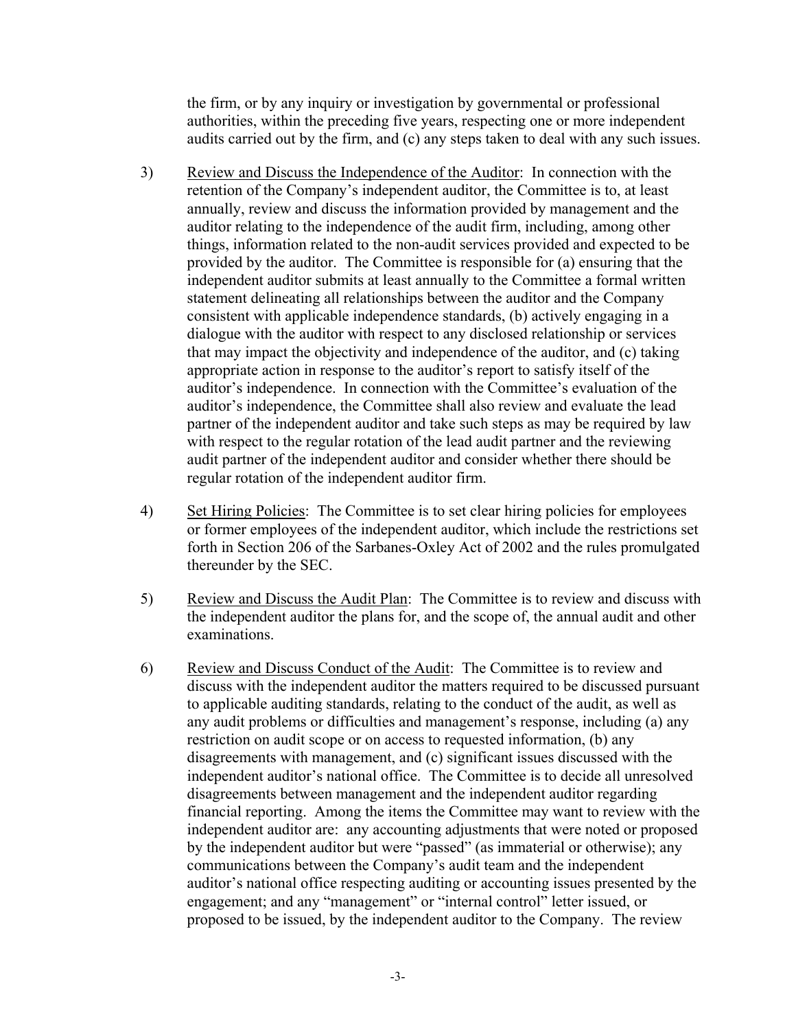the firm, or by any inquiry or investigation by governmental or professional authorities, within the preceding five years, respecting one or more independent audits carried out by the firm, and (c) any steps taken to deal with any such issues.

3) <u>Review and Discuss the Independence of the Auditor</u>: In connection with the retention of the Company's independent auditor, the Committee is to, at least annually, review and discuss the information provided by management and the auditor relating to the independence of the audit firm, including, among other things, information related to the non-audit services provided and expected to be provided by the auditor. The Committee is responsible for (a) ensuring that the independent auditor submits at least annually to the Committee a formal written statement delineating all relationships between the auditor and the Company consistent with applicable independence standards, (b) actively engaging in a dialogue with the auditor with respect to any disclosed relationship or services that may impact the objectivity and independence of the auditor, and (c) taking appropriate action in response to the auditor's report to satisfy itself of the auditor's independence. In connection with the Committee's evaluation of the auditor's independence, the Committee shall also review and evaluate the lead partner of the independent auditor and take such steps as may be required by law with respect to the regular rotation of the lead audit partner and the reviewing audit partner of the independent auditor and consider whether there should be regular rotation of the independent auditor firm.

4) <u>Set Hiring Policies</u>: The Committee is to set clear hiring policies for employees or former employees of the independent auditor, which include the restrictions set forth in Section 206 of the Sarbanes-Oxley Act of 2002 and the rules promulgated thereunder by the SEC.

5) <u>Review and Discuss the Audit Plan</u>: The Committee is to review and discuss with the independent auditor the plans for, and the scope of, the annual audit and other examinations.

6) <u>Review and Discuss Conduct of the Audit</u>: The Committee is to review and discuss with the independent auditor the matters required to be discussed pursuant to applicable auditing standards, relating to the conduct of the audit, as well as any audit problems or difficulties and management's response, including (a) any restriction on audit scope or on access to requested information, (b) any disagreements with management, and (c) significant issues discussed with the independent auditor's national office. The Committee is to decide all unresolved disagreements between management and the independent auditor regarding financial reporting. Among the items the Committee may want to review with the independent auditor are: any accounting adjustments that were noted or proposed by the independent auditor but were "passed" (as immaterial or otherwise); any communications between the Company's audit team and the independent auditor's national office respecting auditing or accounting issues presented by the engagement; and any "management" or "internal control" letter issued, or proposed to be issued, by the independent auditor to the Company. The review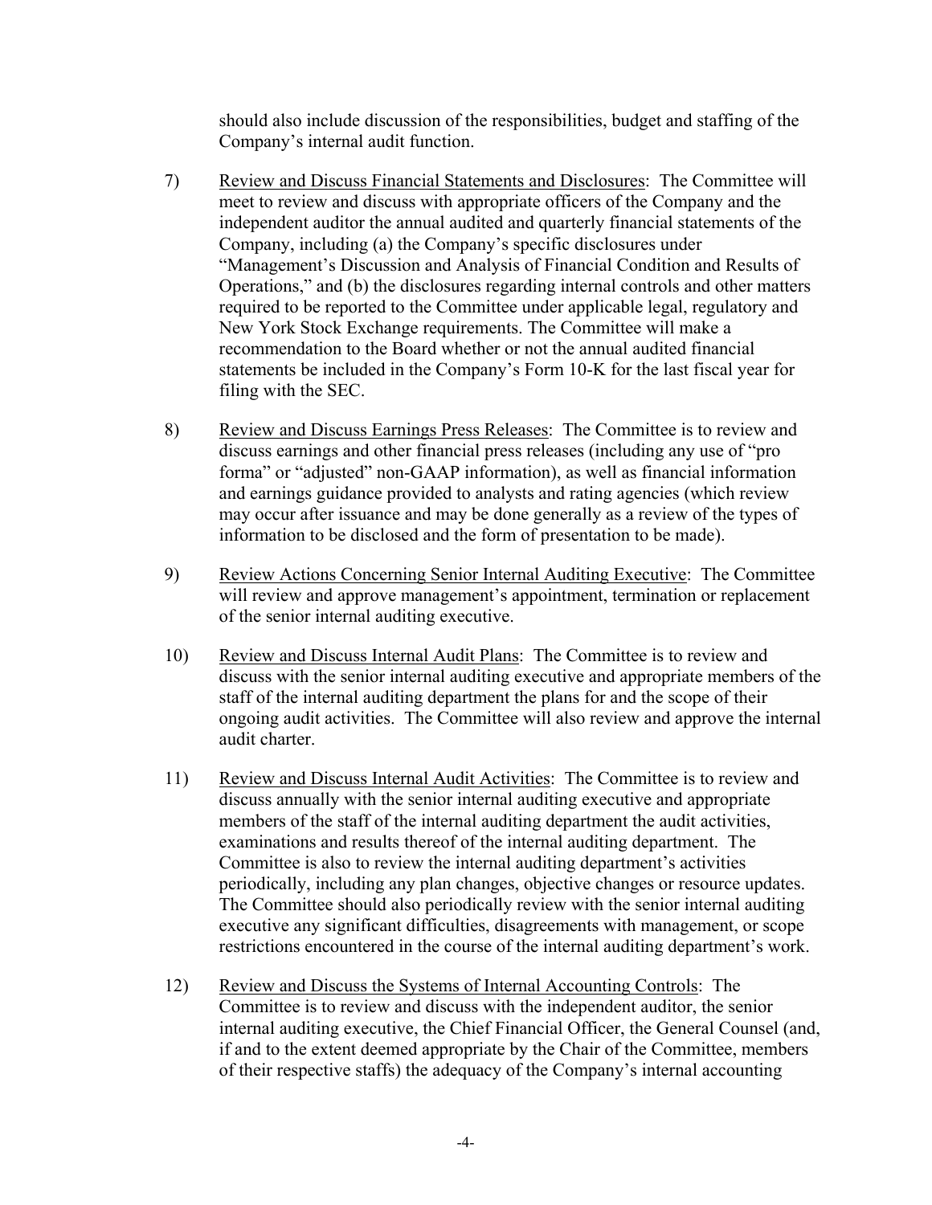should also include discussion of the responsibilities, budget and staffing of the Company's internal audit function.

7) Review and Discuss Financial Statements and Disclosures: The Committee will meet to review and discuss with appropriate officers of the Company and the independent auditor the annual audited and quarterly financial statements of the Company, including (a) the Company's specific disclosures under "Management's Discussion and Analysis of Financial Condition and Results of Operations," and (b) the disclosures regarding internal controls and other matters required to be reported to the Committee under applicable legal, regulatory and New York Stock Exchange requirements. The Committee will make a recommendation to the Board whether or not the annual audited financial statements be included in the Company's Form 10-K for the last fiscal year for filing with the SEC.

8) Review and Discuss Earnings Press Releases: The Committee is to review and discuss earnings and other financial press releases (including any use of "pro forma" or "adjusted" non-GAAP information), as well as financial information and earnings guidance provided to analysts and rating agencies (which review may occur after issuance and may be done generally as a review of the types of information to be disclosed and the form of presentation to be made).

9) Review Actions Concerning Senior Internal Auditing Executive: The Committee will review and approve management's appointment, termination or replacement of the senior internal auditing executive.

10) Review and Discuss Internal Audit Plans: The Committee is to review and discuss with the senior internal auditing executive and appropriate members of the staff of the internal auditing department the plans for and the scope of their ongoing audit activities. The Committee will also review and approve the internal audit charter.

11) Review and Discuss Internal Audit Activities: The Committee is to review and discuss annually with the senior internal auditing executive and appropriate members of the staff of the internal auditing department the audit activities, examinations and results thereof of the internal auditing department. The Committee is also to review the internal auditing department's activities periodically, including any plan changes, objective changes or resource updates. The Committee should also periodically review with the senior internal auditing executive any significant difficulties, disagreements with management, or scope restrictions encountered in the course of the internal auditing department's work.

12) Review and Discuss the Systems of Internal Accounting Controls: The Committee is to review and discuss with the independent auditor, the senior internal auditing executive, the Chief Financial Officer, the General Counsel (and, if and to the extent deemed appropriate by the Chair of the Committee, members of their respective staffs) the adequacy of the Company's internal accounting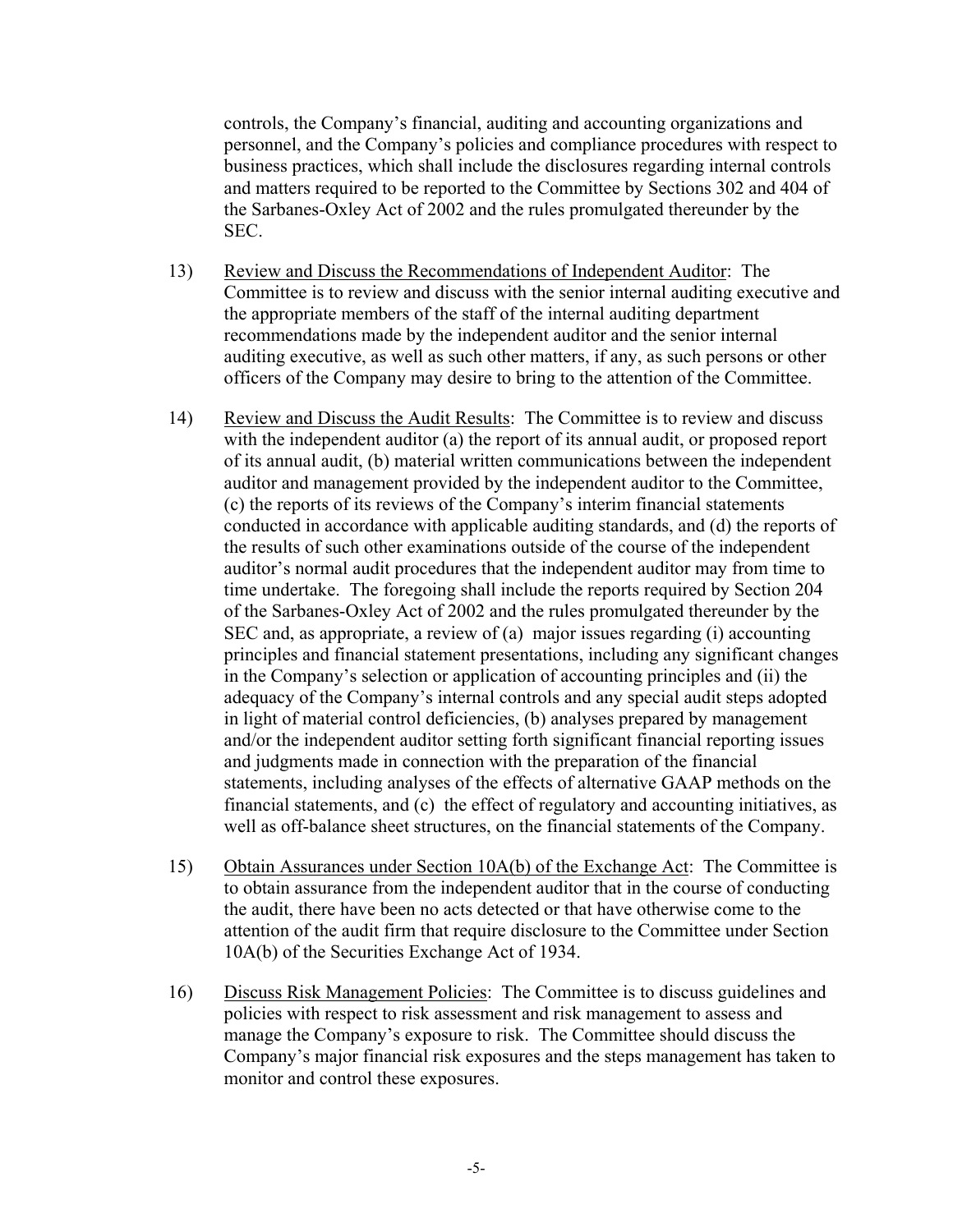controls, the Company's financial, auditing and accounting organizations and personnel, and the Company's policies and compliance procedures with respect to business practices, which shall include the disclosures regarding internal controls and matters required to be reported to the Committee by Sections 302 and 404 of the Sarbanes-Oxley Act of 2002 and the rules promulgated thereunder by the SEC.

13) <u>Review and Discuss the Recommendations of Independent Auditor</u>: The Committee is to review and discuss with the senior internal auditing executive and the appropriate members of the staff of the internal auditing department recommendations made by the independent auditor and the senior internal auditing executive, as well as such other matters, if any, as such persons or other officers of the Company may desire to bring to the attention of the Committee.

14) <u>Review and Discuss the Audit Results</u>: The Committee is to review and discuss with the independent auditor (a) the report of its annual audit, or proposed report of its annual audit, (b) material written communications between the independent auditor and management provided by the independent auditor to the Committee, (c) the reports of its reviews of the Company's interim financial statements conducted in accordance with applicable auditing standards, and (d) the reports of the results of such other examinations outside of the course of the independent auditor's normal audit procedures that the independent auditor may from time to time undertake. The foregoing shall include the reports required by Section 204 of the Sarbanes-Oxley Act of 2002 and the rules promulgated thereunder by the SEC and, as appropriate, a review of (a) major issues regarding (i) accounting principles and financial statement presentations, including any significant changes in the Company's selection or application of accounting principles and (ii) the adequacy of the Company's internal controls and any special audit steps adopted in light of material control deficiencies, (b) analyses prepared by management and/or the independent auditor setting forth significant financial reporting issues and judgments made in connection with the preparation of the financial statements, including analyses of the effects of alternative GAAP methods on the financial statements, and (c) the effect of regulatory and accounting initiatives, as well as off-balance sheet structures, on the financial statements of the Company.

15) <u>Obtain Assurances under Section 10A(b) of the Exchange Act</u>: The Committee is to obtain assurance from the independent auditor that in the course of conducting the audit, there have been no acts detected or that have otherwise come to the attention of the audit firm that require disclosure to the Committee under Section 10A(b) of the Securities Exchange Act of 1934.

16) <u>Discuss Risk Management Policies</u>: The Committee is to discuss guidelines and policies with respect to risk assessment and risk management to assess and manage the Company's exposure to risk. The Committee should discuss the Company's major financial risk exposures and the steps management has taken to monitor and control these exposures.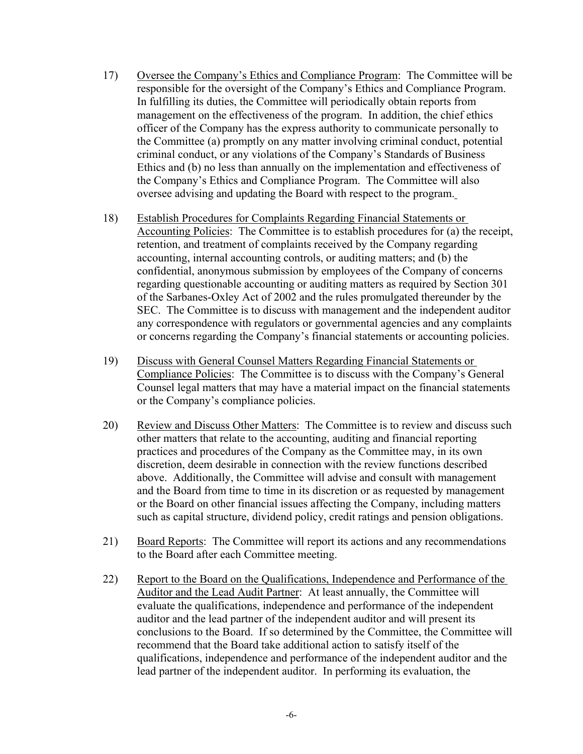17) <u>Oversee the Company's Ethics and Compliance Program</u>: The Committee will be responsible for the oversight of the Company's Ethics and Compliance Program. In fulfilling its duties, the Committee will periodically obtain reports from management on the effectiveness of the program. In addition, the chief ethics officer of the Company has the express authority to communicate personally to the Committee (a) promptly on any matter involving criminal conduct, potential criminal conduct, or any violations of the Company's Standards of Business Ethics and (b) no less than annually on the implementation and effectiveness of the Company's Ethics and Compliance Program. The Committee will also oversee advising and updating the Board with respect to the program.

18) <u>Establish Procedures for Complaints Regarding Financial Statements or Accounting Policies</u>: The Committee is to establish procedures for (a) the receipt, retention, and treatment of complaints received by the Company regarding accounting, internal accounting controls, or auditing matters; and (b) the confidential, anonymous submission by employees of the Company of concerns regarding questionable accounting or auditing matters as required by Section 301 of the Sarbanes-Oxley Act of 2002 and the rules promulgated thereunder by the SEC. The Committee is to discuss with management and the independent auditor any correspondence with regulators or governmental agencies and any complaints or concerns regarding the Company's financial statements or accounting policies.

19) <u>Discuss with General Counsel Matters Regarding Financial Statements or Compliance Policies</u>: The Committee is to discuss with the Company's General Counsel legal matters that may have a material impact on the financial statements or the Company's compliance policies.

20) <u>Review and Discuss Other Matters</u>: The Committee is to review and discuss such other matters that relate to the accounting, auditing and financial reporting practices and procedures of the Company as the Committee may, in its own discretion, deem desirable in connection with the review functions described above. Additionally, the Committee will advise and consult with management and the Board from time to time in its discretion or as requested by management or the Board on other financial issues affecting the Company, including matters such as capital structure, dividend policy, credit ratings and pension obligations.

21) <u>Board Reports</u>: The Committee will report its actions and any recommendations to the Board after each Committee meeting.

22) <u>Report to the Board on the Qualifications, Independence and Performance of the Auditor and the Lead Audit Partner</u>: At least annually, the Committee will evaluate the qualifications, independence and performance of the independent auditor and the lead partner of the independent auditor and will present its conclusions to the Board. If so determined by the Committee, the Committee will recommend that the Board take additional action to satisfy itself of the qualifications, independence and performance of the independent auditor and the lead partner of the independent auditor. In performing its evaluation, the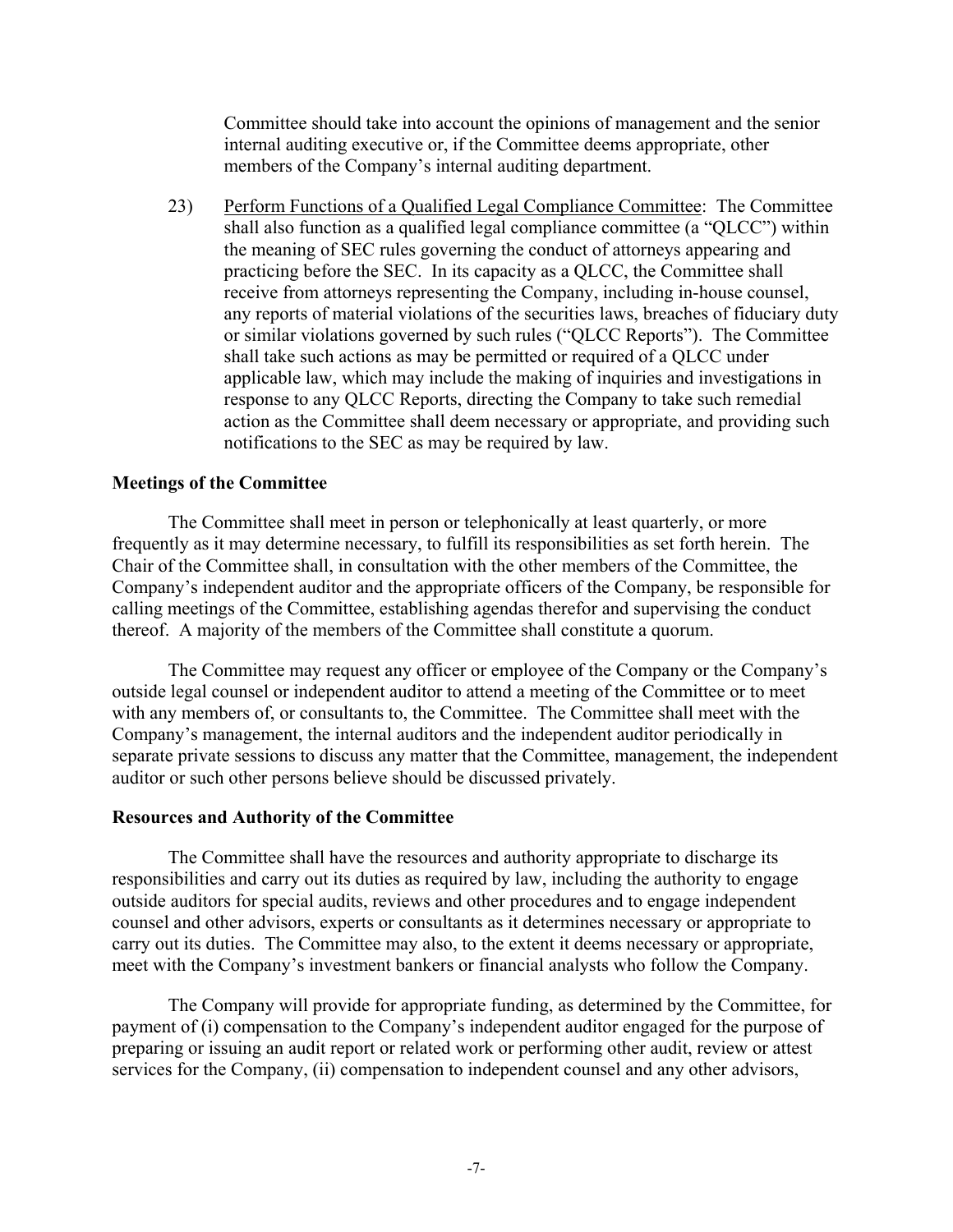Committee should take into account the opinions of management and the senior internal auditing executive or, if the Committee deems appropriate, other members of the Company's internal auditing department.

23) <u>Perform Functions of a Qualified Legal Compliance Committee</u>: The Committee shall also function as a qualified legal compliance committee (a "QLCC") within the meaning of SEC rules governing the conduct of attorneys appearing and practicing before the SEC. In its capacity as a QLCC, the Committee shall receive from attorneys representing the Company, including in-house counsel, any reports of material violations of the securities laws, breaches of fiduciary duty or similar violations governed by such rules ("QLCC Reports"). The Committee shall take such actions as may be permitted or required of a QLCC under applicable law, which may include the making of inquiries and investigations in response to any QLCC Reports, directing the Company to take such remedial action as the Committee shall deem necessary or appropriate, and providing such notifications to the SEC as may be required by law.

**Meetings of the Committee**

The Committee shall meet in person or telephonically at least quarterly, or more frequently as it may determine necessary, to fulfill its responsibilities as set forth herein. The Chair of the Committee shall, in consultation with the other members of the Committee, the Company's independent auditor and the appropriate officers of the Company, be responsible for calling meetings of the Committee, establishing agendas therefor and supervising the conduct thereof. A majority of the members of the Committee shall constitute a quorum.

The Committee may request any officer or employee of the Company or the Company's outside legal counsel or independent auditor to attend a meeting of the Committee or to meet with any members of, or consultants to, the Committee. The Committee shall meet with the Company's management, the internal auditors and the independent auditor periodically in separate private sessions to discuss any matter that the Committee, management, the independent auditor or such other persons believe should be discussed privately.

**Resources and Authority of the Committee**

The Committee shall have the resources and authority appropriate to discharge its responsibilities and carry out its duties as required by law, including the authority to engage outside auditors for special audits, reviews and other procedures and to engage independent counsel and other advisors, experts or consultants as it determines necessary or appropriate to carry out its duties. The Committee may also, to the extent it deems necessary or appropriate, meet with the Company's investment bankers or financial analysts who follow the Company.

The Company will provide for appropriate funding, as determined by the Committee, for payment of (i) compensation to the Company's independent auditor engaged for the purpose of preparing or issuing an audit report or related work or performing other audit, review or attest services for the Company, (ii) compensation to independent counsel and any other advisors,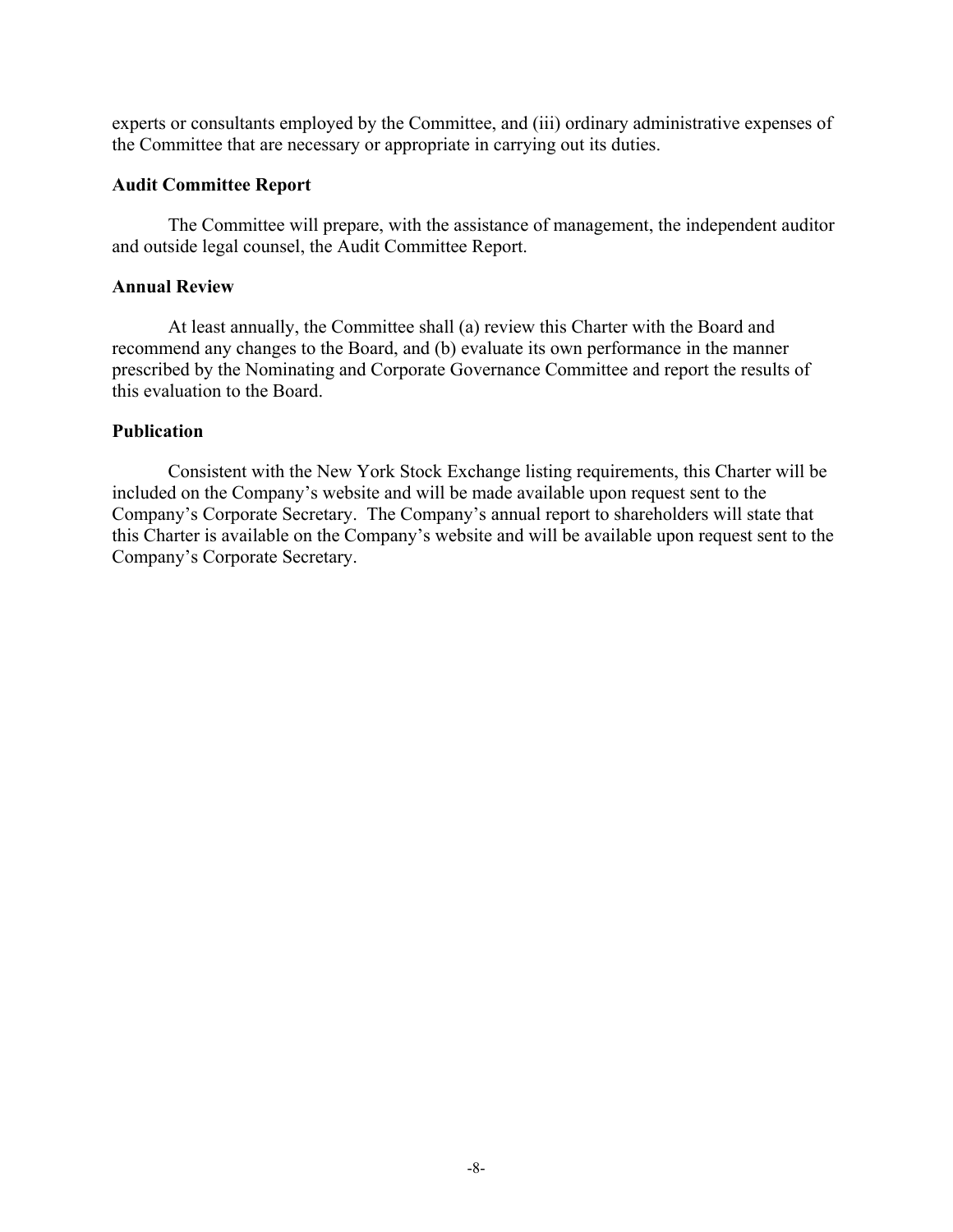experts or consultants employed by the Committee, and (iii) ordinary administrative expenses of the Committee that are necessary or appropriate in carrying out its duties.

**Audit Committee Report**

The Committee will prepare, with the assistance of management, the independent auditor and outside legal counsel, the Audit Committee Report.

**Annual Review**

At least annually, the Committee shall (a) review this Charter with the Board and recommend any changes to the Board, and (b) evaluate its own performance in the manner prescribed by the Nominating and Corporate Governance Committee and report the results of this evaluation to the Board.

**Publication**

Consistent with the New York Stock Exchange listing requirements, this Charter will be included on the Company's website and will be made available upon request sent to the Company's Corporate Secretary. The Company's annual report to shareholders will state that this Charter is available on the Company's website and will be available upon request sent to the Company's Corporate Secretary.